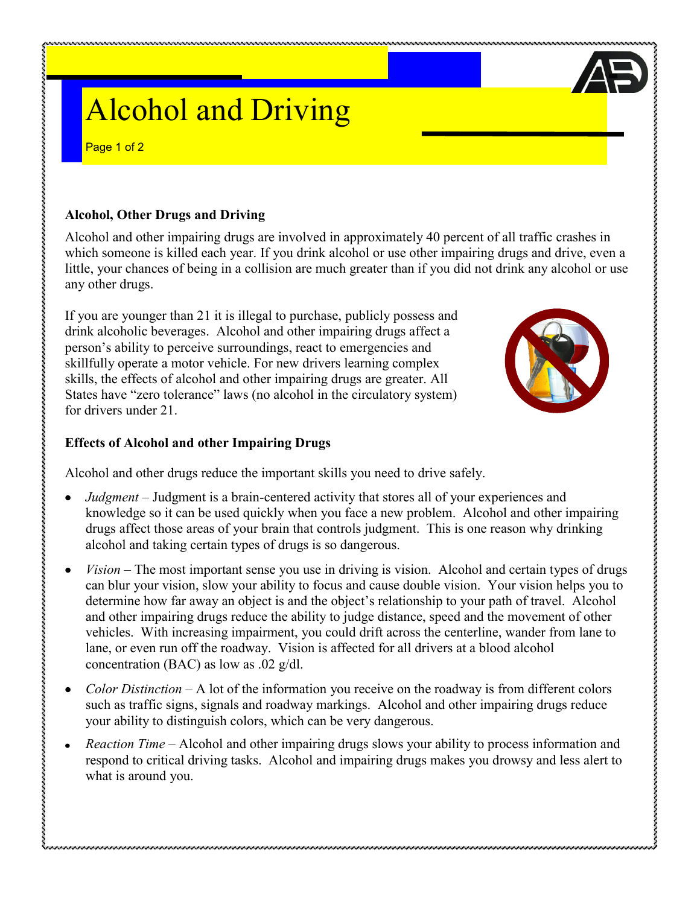# Alcohol and Driving

## Alcohol, Other Drugs and Driving

Alcohol and other impairing drugs are involved in approximately 40 percent of all traffic crashes in which someone is killed each year. If you drink alcohol or use other impairing drugs and drive, even a little, your chances of being in a collision are much greater than if you did not drink any alcohol or use any other drugs.

If you are younger than 21 it is illegal to purchase, publicly possess and drink alcoholic beverages. Alcohol and other impairing drugs affect a person's ability to perceive surroundings, react to emergencies and skillfully operate a motor vehicle. For new drivers learning complex skills, the effects of alcohol and other impairing drugs are greater. All States have "zero tolerance" laws (no alcohol in the circulatory system) for drivers under 21.

## Effects of Alcohol and other Impairing Drugs

Alcohol and other drugs reduce the important skills you need to drive safely.

- *Judgment* – Judgment is a brain-centered activity that stores all of your experiences and knowledge so it can be used quickly when you face a new problem. Alcohol and other impairing drugs affect those areas of your brain that controls judgment. This is one reason why drinking alcohol and taking certain types of drugs is so dangerous.
- *Vision* – The most important sense you use in driving is vision. Alcohol and certain types of drugs can blur your vision, slow your ability to focus and cause double vision. Your vision helps you to determine how far away an object is and the object's relationship to your path of travel. Alcohol and other impairing drugs reduce the ability to judge distance, speed and the movement of other vehicles. With increasing impairment, you could drift across the centerline, wander from lane to lane, or even run off the roadway. Vision is affected for all drivers at a blood alcohol concentration (BAC) as low as .02 g/dl.
- *Color Distinction* – A lot of the information you receive on the roadway is from different colors such as traffic signs, signals and roadway markings. Alcohol and other impairing drugs reduce your ability to distinguish colors, which can be very dangerous.
- *Reaction Time* – Alcohol and other impairing drugs slows your ability to process information and respond to critical driving tasks. Alcohol and impairing drugs makes you drowsy and less alert to what is around you.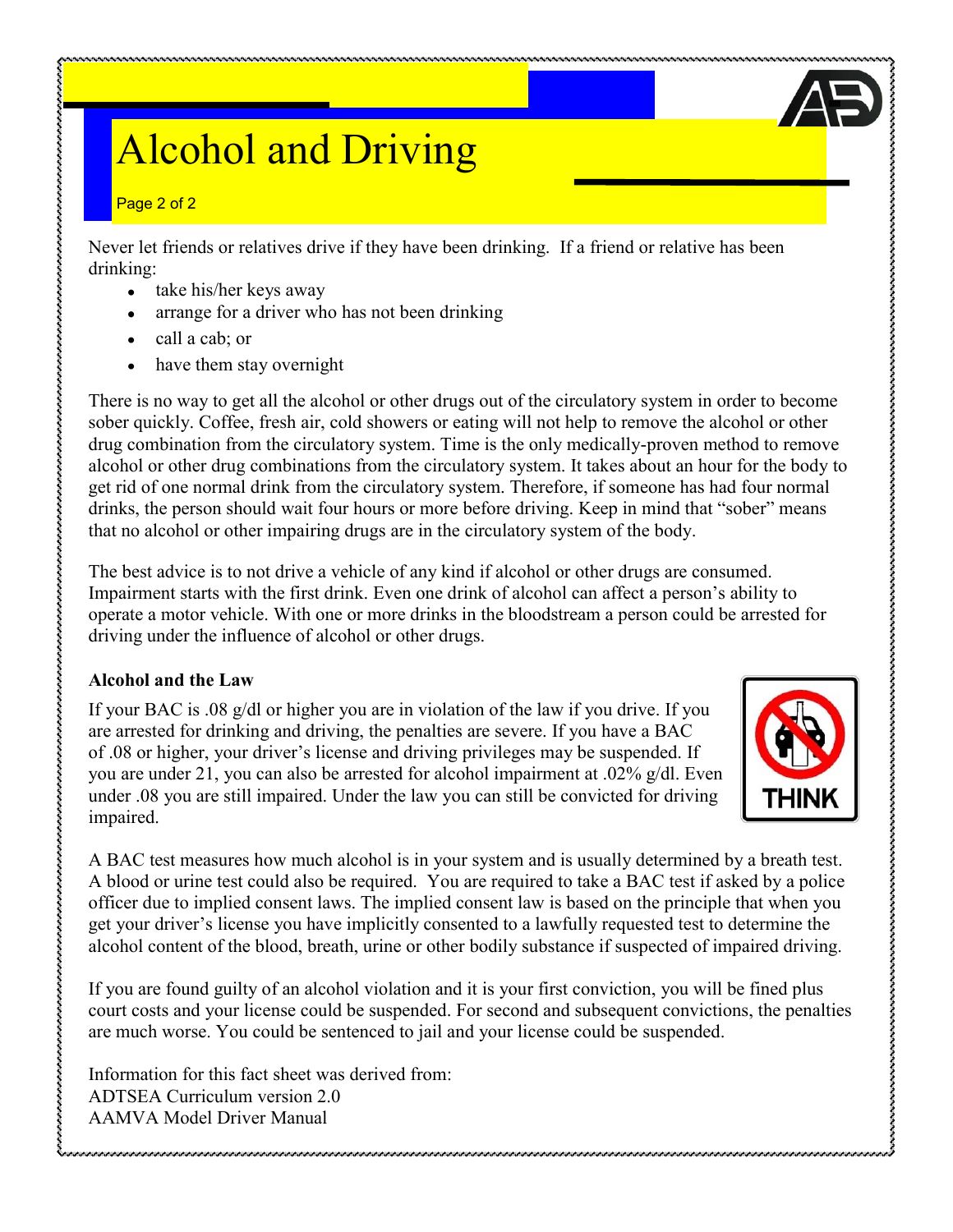# Alcohol and Driving

Never let friends or relatives drive if they have been drinking. If a friend or relative has been drinking:

- take his/her keys away
- arrange for a driver who has not been drinking
- call a cab; or
- have them stay overnight

There is no way to get all the alcohol or other drugs out of the circulatory system in order to become sober quickly. Coffee, fresh air, cold showers or eating will not help to remove the alcohol or other drug combination from the circulatory system. Time is the only medically-proven method to remove alcohol or other drug combinations from the circulatory system. It takes about an hour for the body to get rid of one normal drink from the circulatory system. Therefore, if someone has had four normal drinks, the person should wait four hours or more before driving. Keep in mind that "sober" means that no alcohol or other impairing drugs are in the circulatory system of the body.

The best advice is to not drive a vehicle of any kind if alcohol or other drugs are consumed. Impairment starts with the first drink. Even one drink of alcohol can affect a person's ability to operate a motor vehicle. With one or more drinks in the bloodstream a person could be arrested for driving under the influence of alcohol or other drugs.

**Alcohol and the Law**

If your BAC is .08 g/dl or higher you are in violation of the law if you drive. If you are arrested for drinking and driving, the penalties are severe. If you have a BAC of .08 or higher, your driver's license and driving privileges may be suspended. If you are under 21, you can also be arrested for alcohol impairment at .02% g/dl. Even under .08 you are still impaired. Under the law you can still be convicted for driving impaired.

THINK

A BAC test measures how much alcohol is in your system and is usually determined by a breath test. A blood or urine test could also be required. You are required to take a BAC test if asked by a police officer due to implied consent laws. The implied consent law is based on the principle that when you get your driver's license you have implicitly consented to a lawfully requested test to determine the alcohol content of the blood, breath, urine or other bodily substance if suspected of impaired driving.

If you are found guilty of an alcohol violation and it is your first conviction, you will be fined plus court costs and your license could be suspended. For second and subsequent convictions, the penalties are much worse. You could be sentenced to jail and your license could be suspended.

Information for this fact sheet was derived from:
ADTSEA Curriculum version 2.0
AAMVA Model Driver Manual